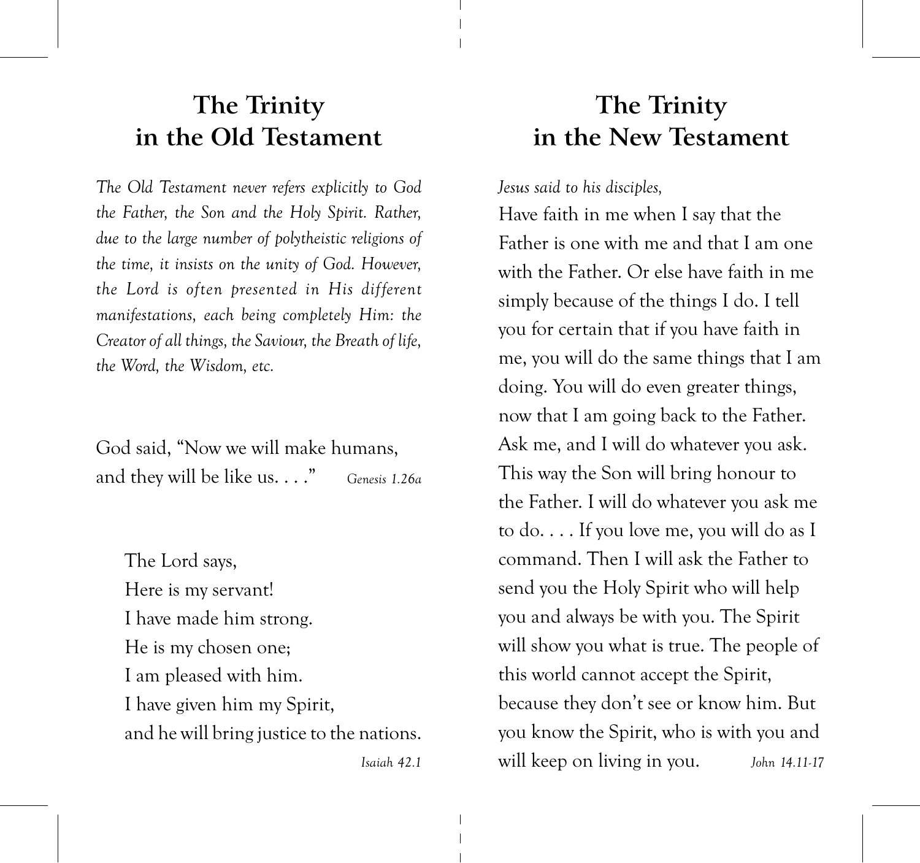# The Trinity in the Old Testament

*The Old Testament never refers explicitly to God the Father, the Son and the Holy Spirit. Rather, due to the large number of polytheistic religions of the time, it insists on the unity of God. However, the Lord is often presented in His different manifestations, each being completely Him: the Creator of all things, the Saviour, the Breath of life, the Word, the Wisdom, etc.*

God said, "Now we will make humans, and they will be like us. . . ." *Genesis 1.26a*

> The Lord says,
> Here is my servant!
> I have made him strong.
> He is my chosen one;
> I am pleased with him.
> I have given him my Spirit,
> and he will bring justice to the nations.

*Isaiah 42.1*

# The Trinity in the New Testament

*Jesus said to his disciples,*

Have faith in me when I say that the Father is one with me and that I am one with the Father. Or else have faith in me simply because of the things I do. I tell you for certain that if you have faith in me, you will do the same things that I am doing. You will do even greater things, now that I am going back to the Father. Ask me, and I will do whatever you ask. This way the Son will bring honour to the Father. I will do whatever you ask me to do. . . . If you love me, you will do as I command. Then I will ask the Father to send you the Holy Spirit who will help you and always be with you. The Spirit will show you what is true. The people of this world cannot accept the Spirit, because they don't see or know him. But you know the Spirit, who is with you and will keep on living in you. *John 14.11-17*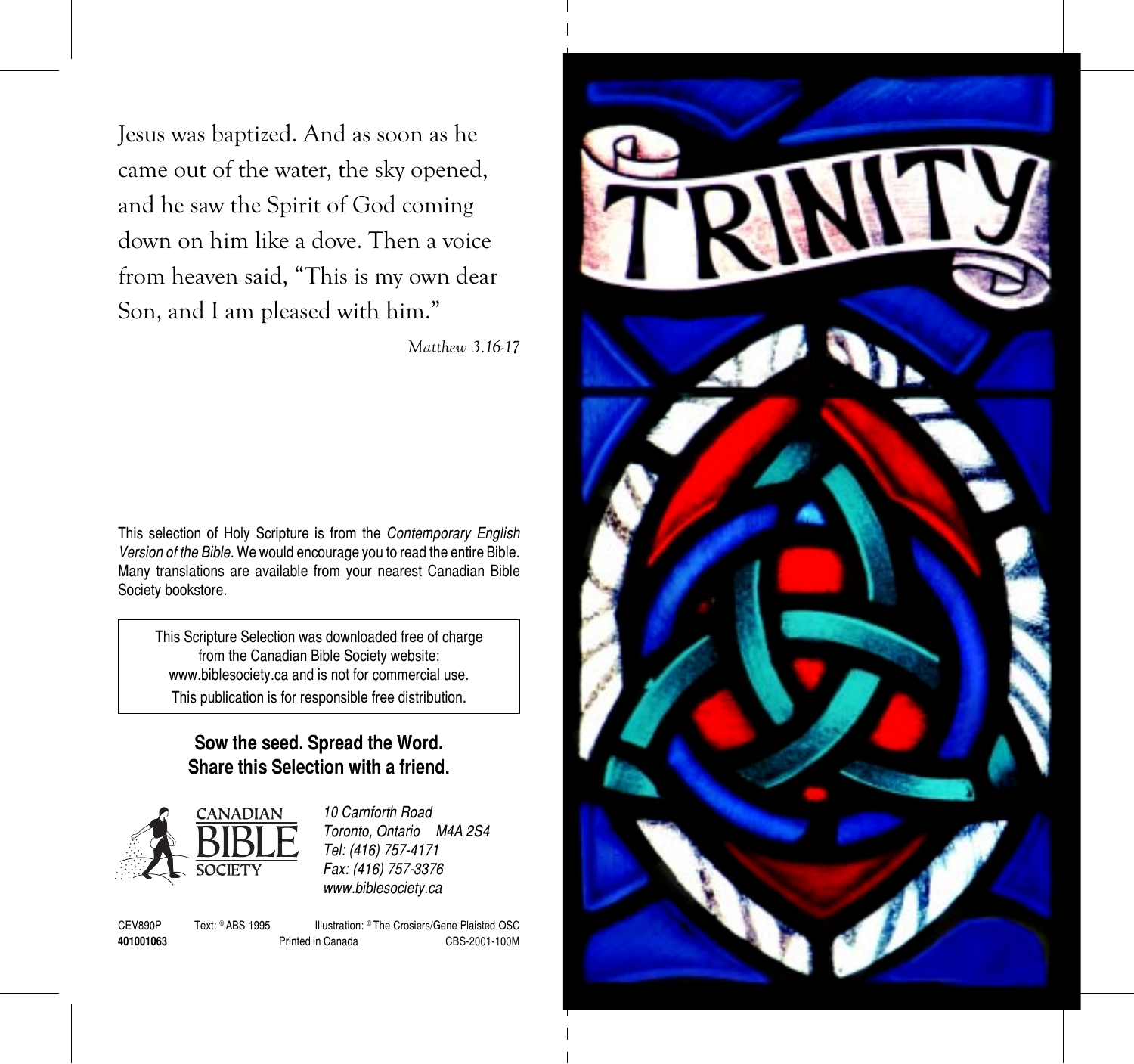Jesus was baptized. And as soon as he came out of the water, the sky opened, and he saw the Spirit of God coming down on him like a dove. Then a voice from heaven said, "This is my own dear Son, and I am pleased with him."

*Matthew 3.16-17*

This selection of Holy Scripture is from the *Contemporary English Version of the Bible.* We would encourage you to read the entire Bible. Many translations are available from your nearest Canadian Bible Society bookstore.

This Scripture Selection was downloaded free of charge from the Canadian Bible Society website: www.biblesociety.ca and is not for commercial use.
This publication is for responsible free distribution.

**Sow the seed. Spread the Word.**
**Share this Selection with a friend.**

CANADIAN BIBLE SOCIETY

*10 Carnforth Road*
*Toronto, Ontario M4A 2S4*
*Tel: (416) 757-4171*
*Fax: (416) 757-3376*
*www.biblesociety.ca*

CEV890P Text: © ABS 1995 Illustration: © The Crosiers/Gene Plaisted OSC
**401001063** Printed in Canada CBS-2001-100M

TRINITY